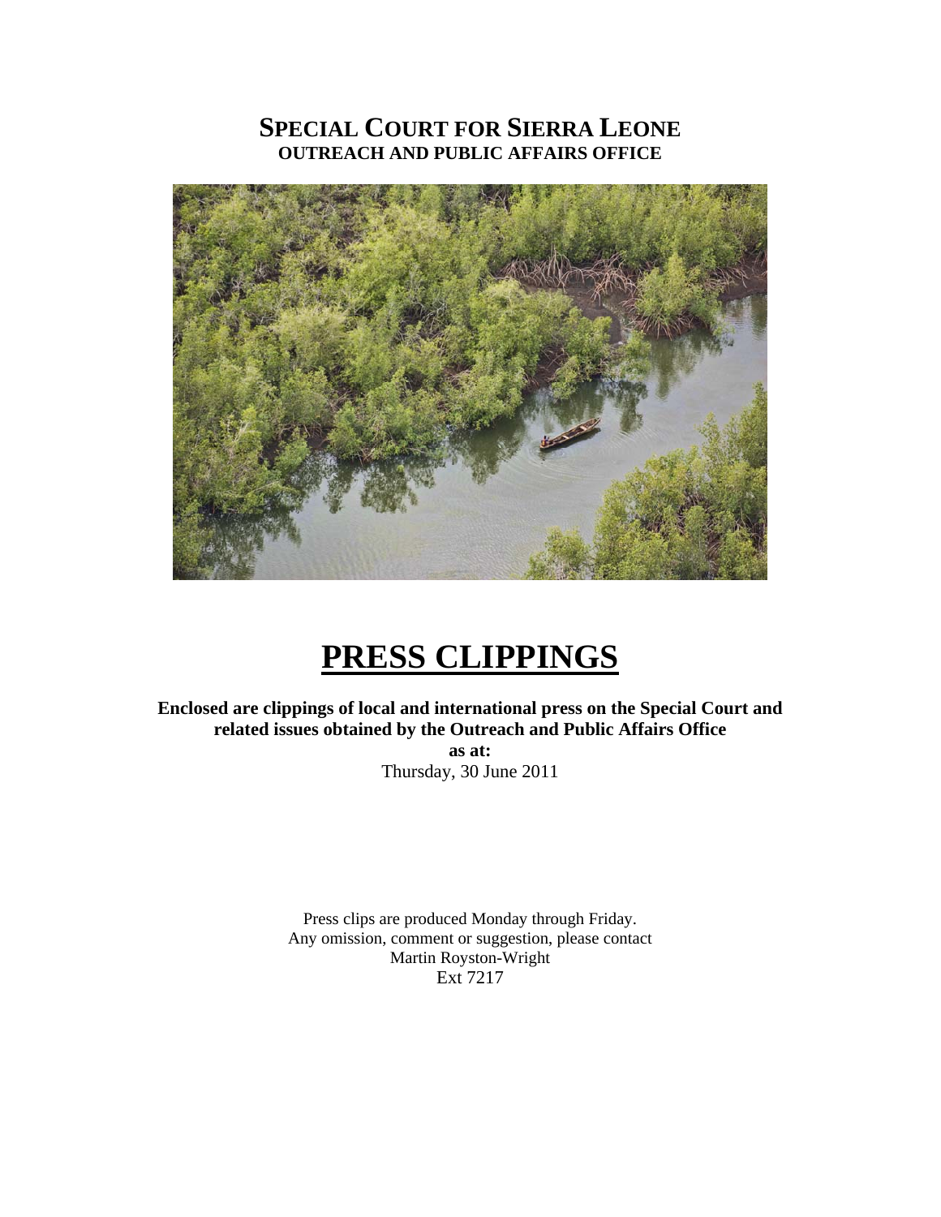# SPECIAL COURT FOR SIERRA LEONE
## OUTREACH AND PUBLIC AFFAIRS OFFICE

# PRESS CLIPPINGS

**Enclosed are clippings of local and international press on the Special Court and related issues obtained by the Outreach and Public Affairs Office**

**as at:**

Thursday, 30 June 2011

Press clips are produced Monday through Friday.
Any omission, comment or suggestion, please contact
Martin Royston-Wright
Ext 7217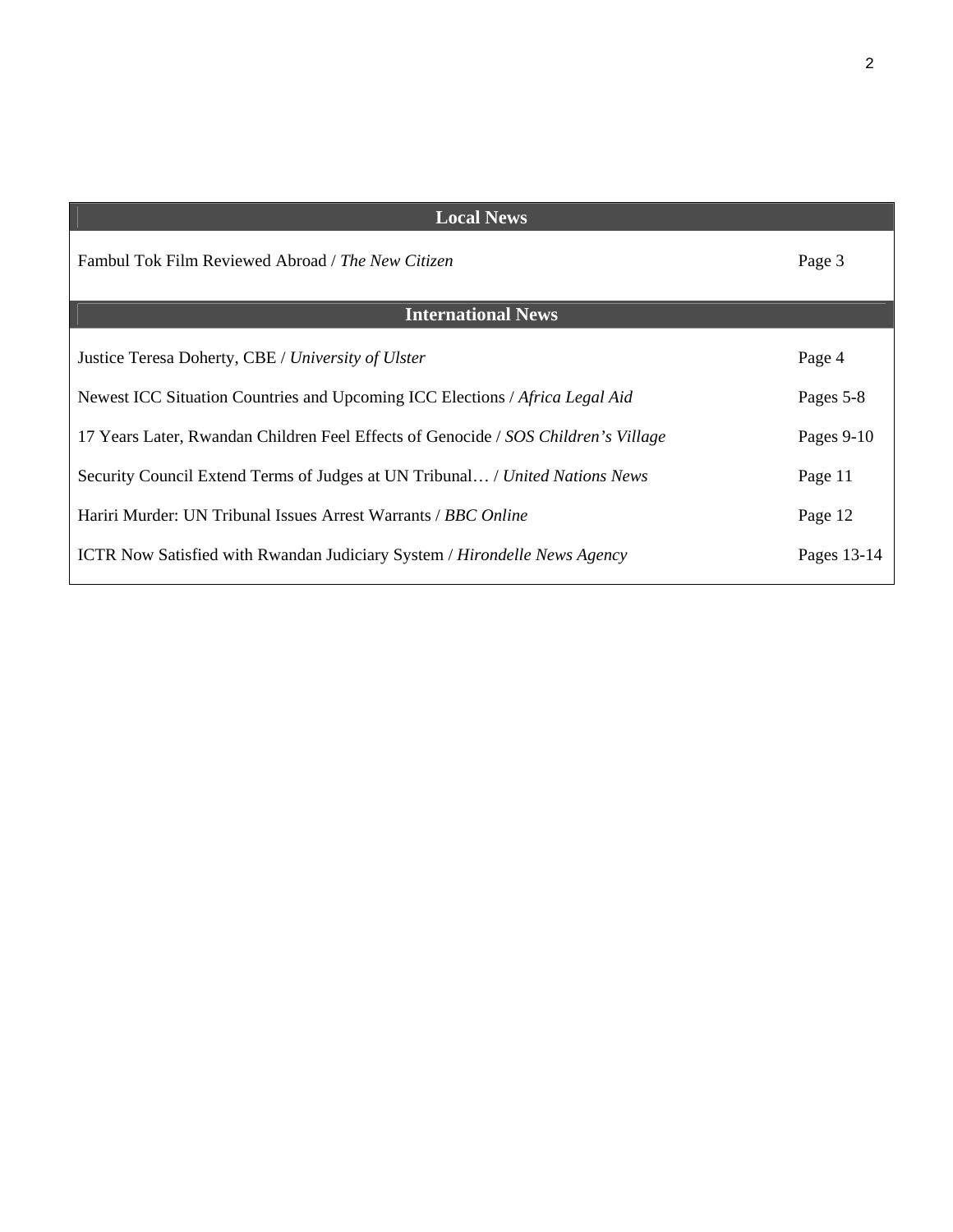| Local News | |
|---|---|
| Fambul Tok Film Reviewed Abroad / *The New Citizen* | Page 3 |
| **International News** | |
| Justice Teresa Doherty, CBE / *University of Ulster* | Page 4 |
| Newest ICC Situation Countries and Upcoming ICC Elections / *Africa Legal Aid* | Pages 5-8 |
| 17 Years Later, Rwandan Children Feel Effects of Genocide / *SOS Children's Village* | Pages 9-10 |
| Security Council Extend Terms of Judges at UN Tribunal… / *United Nations News* | Page 11 |
| Hariri Murder: UN Tribunal Issues Arrest Warrants / *BBC Online* | Page 12 |
| ICTR Now Satisfied with Rwandan Judiciary System / *Hirondelle News Agency* | Pages 13-14 |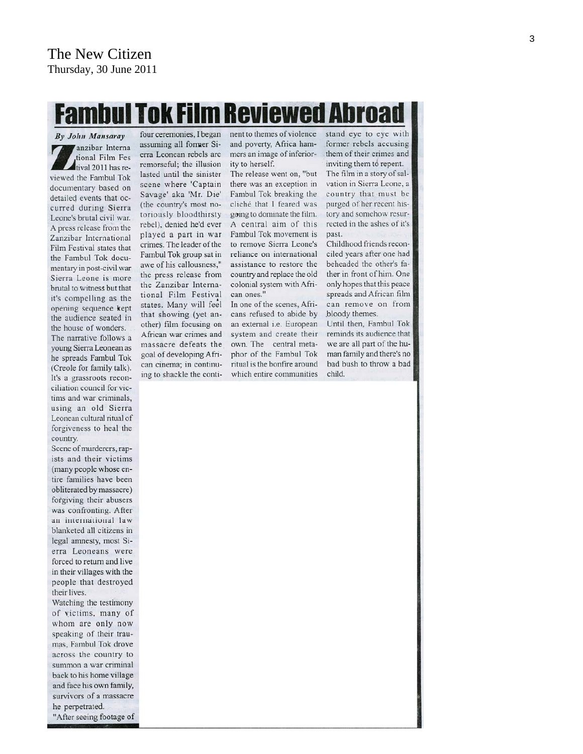The New Citizen
Thursday, 30 June 2011

# Fambul Tok Film Reviewed Abroad

*By John Mansaray*

Zanzibar International Film Festival 2011 has reviewed the Fambul Tok documentary based on detailed events that occurred during Sierra Leone's brutal civil war. A press release from the Zanzibar International Film Festival states that the Fambul Tok documentary in post-civil war Sierra Leone is more brutal to witness but that it's compelling as the opening sequence kept the audience seated in the house of wonders.

The narrative follows a young Sierra Leonean as he spreads Fambul Tok (Creole for family talk). It's a grassroots reconciliation council for victims and war criminals, using an old Sierra Leonean cultural ritual of forgiveness to heal the country.

Scene of murderers, rapists and their victims (many people whose entire families have been obliterated by massacre) forgiving their abusers was confronting. After an international law blanketed all citizens in legal amnesty, most Sierra Leoneans were forced to return and live in their villages with the people that destroyed their lives.

Watching the testimony of victims, many of whom are only now speaking of their traumas, Fambul Tok drove across the country to summon a war criminal back to his home village and face his own family, survivors of a massacre he perpetrated.

"After seeing footage of four ceremonies, I began assuming all former Sierra Leonean rebels are remorseful; the illusion lasted until the sinister scene where 'Captain Savage' aka 'Mr. Die' (the country's most notoriously bloodthirsty rebel), denied he'd ever played a part in war crimes. The leader of the Fambul Tok group sat in awe of his callousness," the press release from the Zanzibar International Film Festival states. Many will feel that showing (yet another) film focusing on African war crimes and massacre defeats the goal of developing African cinema; in continuing to shackle the continent to themes of violence and poverty, Africa hammers an image of inferiority to herself.

The release went on, "but there was an exception in Fambul Tok breaking the cliché that I feared was going to dominate the film. A central aim of this Fambul Tok movement is to remove Sierra Leone's reliance on international assistance to restore the country and replace the old colonial system with African ones."

In one of the scenes, Africans refused to abide by an external i.e. European system and create their own. The central metaphor of the Fambul Tok ritual is the bonfire around which entire communities stand eye to eye with former rebels accusing them of their crimes and inviting them to repent.

The film in a story of salvation in Sierra Leone, a country that must be purged of her recent history and somehow resurrected in the ashes of it's past.

Childhood friends reconciled years after one had beheaded the other's father in front of him. One only hopes that this peace spreads and African film can remove on from bloody themes.

Until then, Fambul Tok reminds its audience that we are all part of the human family and there's no bad bush to throw a bad child.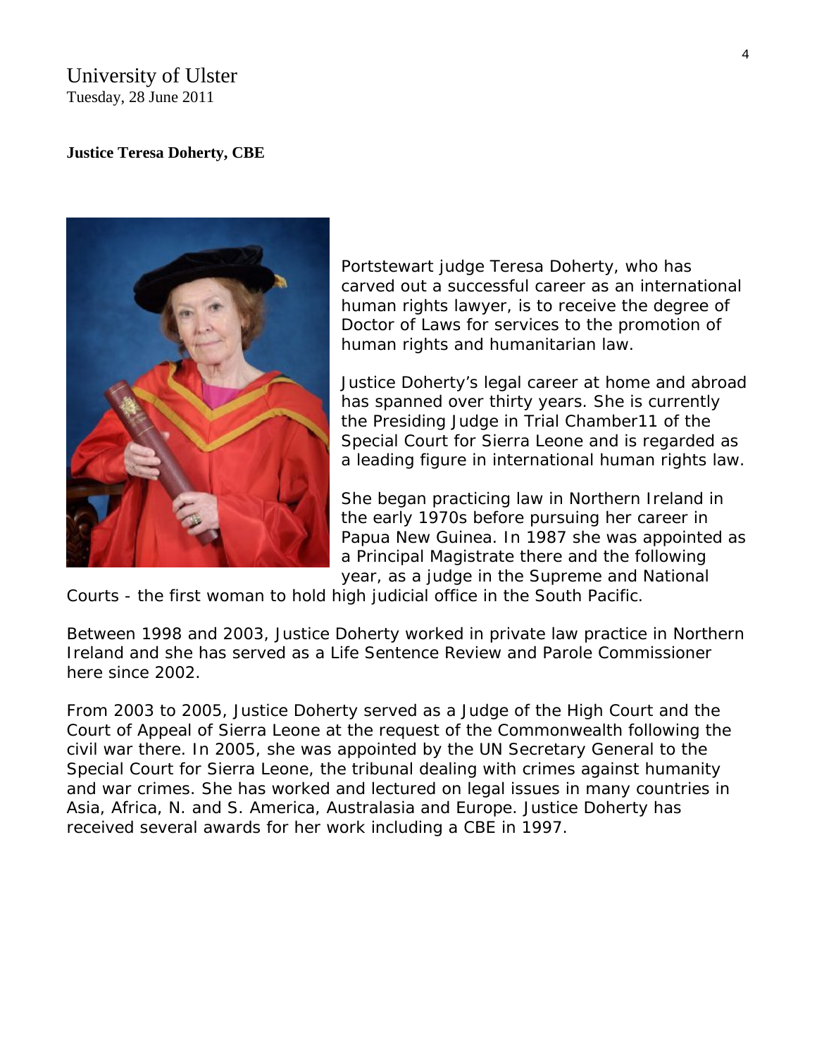University of Ulster
Tuesday, 28 June 2011

**Justice Teresa Doherty, CBE**

Portstewart judge Teresa Doherty, who has carved out a successful career as an international human rights lawyer, is to receive the degree of Doctor of Laws for services to the promotion of human rights and humanitarian law.

Justice Doherty's legal career at home and abroad has spanned over thirty years. She is currently the Presiding Judge in Trial Chamber11 of the Special Court for Sierra Leone and is regarded as a leading figure in international human rights law.

She began practicing law in Northern Ireland in the early 1970s before pursuing her career in Papua New Guinea. In 1987 she was appointed as a Principal Magistrate there and the following year, as a judge in the Supreme and National Courts - the first woman to hold high judicial office in the South Pacific.

Between 1998 and 2003, Justice Doherty worked in private law practice in Northern Ireland and she has served as a Life Sentence Review and Parole Commissioner here since 2002.

From 2003 to 2005, Justice Doherty served as a Judge of the High Court and the Court of Appeal of Sierra Leone at the request of the Commonwealth following the civil war there. In 2005, she was appointed by the UN Secretary General to the Special Court for Sierra Leone, the tribunal dealing with crimes against humanity and war crimes. She has worked and lectured on legal issues in many countries in Asia, Africa, N. and S. America, Australasia and Europe. Justice Doherty has received several awards for her work including a CBE in 1997.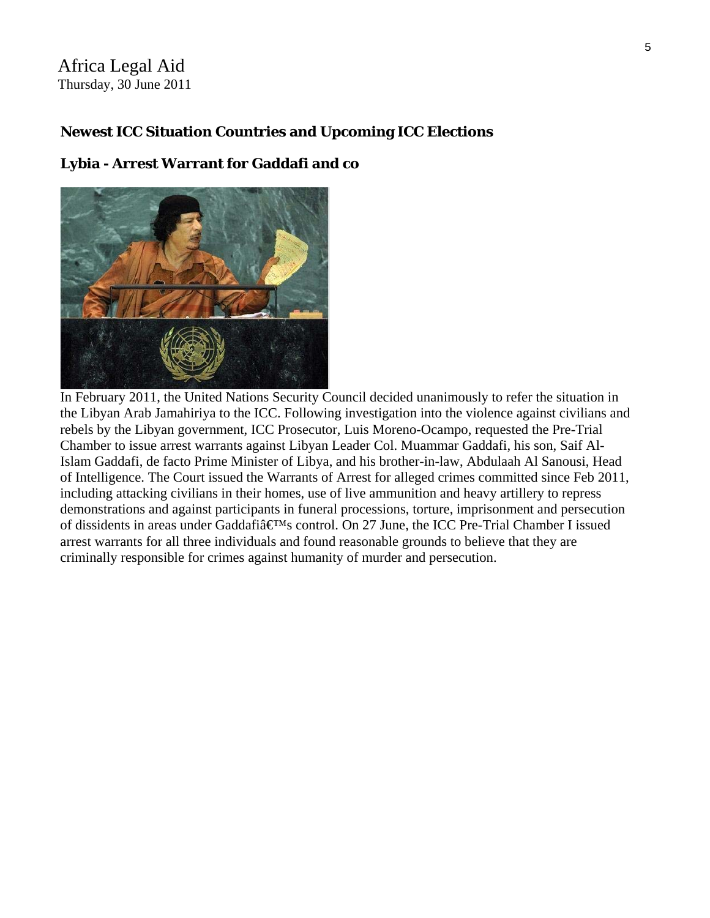Africa Legal Aid
Thursday, 30 June 2011

## Newest ICC Situation Countries and Upcoming ICC Elections

### Lybia - Arrest Warrant for Gaddafi and co

In February 2011, the United Nations Security Council decided unanimously to refer the situation in the Libyan Arab Jamahiriya to the ICC. Following investigation into the violence against civilians and rebels by the Libyan government, ICC Prosecutor, Luis Moreno-Ocampo, requested the Pre-Trial Chamber to issue arrest warrants against Libyan Leader Col. Muammar Gaddafi, his son, Saif Al-Islam Gaddafi, de facto Prime Minister of Libya, and his brother-in-law, Abdulaah Al Sanousi, Head of Intelligence. The Court issued the Warrants of Arrest for alleged crimes committed since Feb 2011, including attacking civilians in their homes, use of live ammunition and heavy artillery to repress demonstrations and against participants in funeral processions, torture, imprisonment and persecution of dissidents in areas under Gaddafiâ€™s control. On 27 June, the ICC Pre-Trial Chamber I issued arrest warrants for all three individuals and found reasonable grounds to believe that they are criminally responsible for crimes against humanity of murder and persecution.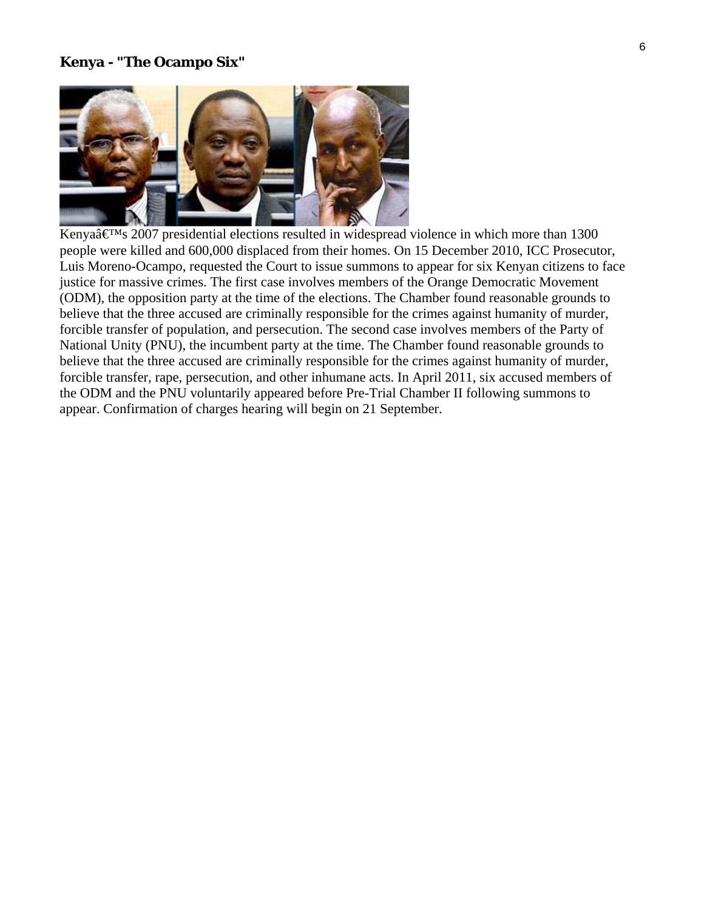## Kenya - "The Ocampo Six"

Kenyaâ€™s 2007 presidential elections resulted in widespread violence in which more than 1300 people were killed and 600,000 displaced from their homes. On 15 December 2010, ICC Prosecutor, Luis Moreno-Ocampo, requested the Court to issue summons to appear for six Kenyan citizens to face justice for massive crimes. The first case involves members of the Orange Democratic Movement (ODM), the opposition party at the time of the elections. The Chamber found reasonable grounds to believe that the three accused are criminally responsible for the crimes against humanity of murder, forcible transfer of population, and persecution. The second case involves members of the Party of National Unity (PNU), the incumbent party at the time. The Chamber found reasonable grounds to believe that the three accused are criminally responsible for the crimes against humanity of murder, forcible transfer, rape, persecution, and other inhumane acts. In April 2011, six accused members of the ODM and the PNU voluntarily appeared before Pre-Trial Chamber II following summons to appear. Confirmation of charges hearing will begin on 21 September.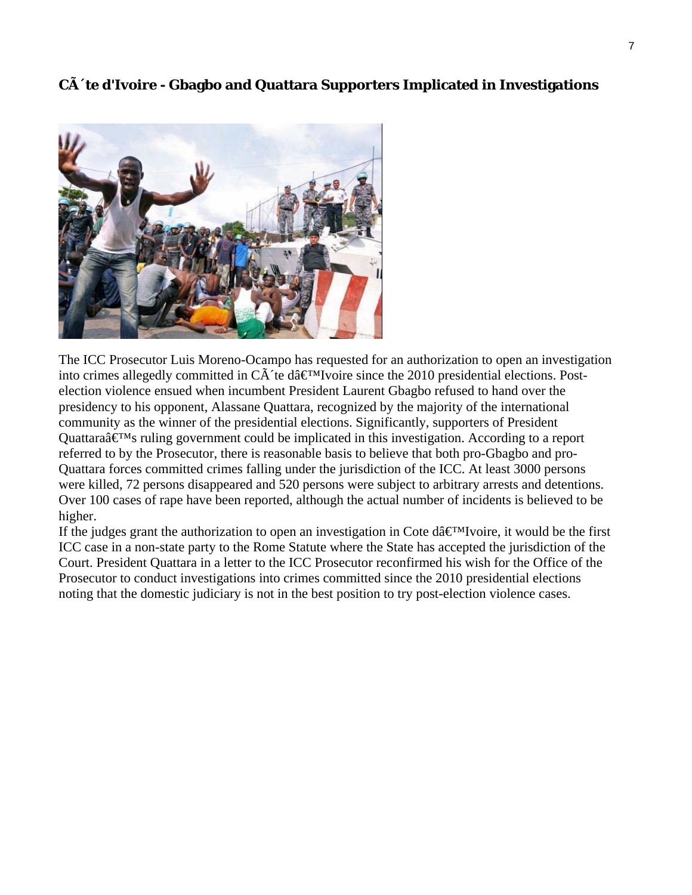**CÃ´te d'Ivoire - Gbagbo and Quattara Supporters Implicated in Investigations**

The ICC Prosecutor Luis Moreno-Ocampo has requested for an authorization to open an investigation into crimes allegedly committed in CÃ´te dâ€™Ivoire since the 2010 presidential elections. Post-election violence ensued when incumbent President Laurent Gbagbo refused to hand over the presidency to his opponent, Alassane Quattara, recognized by the majority of the international community as the winner of the presidential elections. Significantly, supporters of President Quattaraâ€™s ruling government could be implicated in this investigation. According to a report referred to by the Prosecutor, there is reasonable basis to believe that both pro-Gbagbo and pro-Quattara forces committed crimes falling under the jurisdiction of the ICC. At least 3000 persons were killed, 72 persons disappeared and 520 persons were subject to arbitrary arrests and detentions. Over 100 cases of rape have been reported, although the actual number of incidents is believed to be higher.

If the judges grant the authorization to open an investigation in Cote dâ€™Ivoire, it would be the first ICC case in a non-state party to the Rome Statute where the State has accepted the jurisdiction of the Court. President Quattara in a letter to the ICC Prosecutor reconfirmed his wish for the Office of the Prosecutor to conduct investigations into crimes committed since the 2010 presidential elections noting that the domestic judiciary is not in the best position to try post-election violence cases.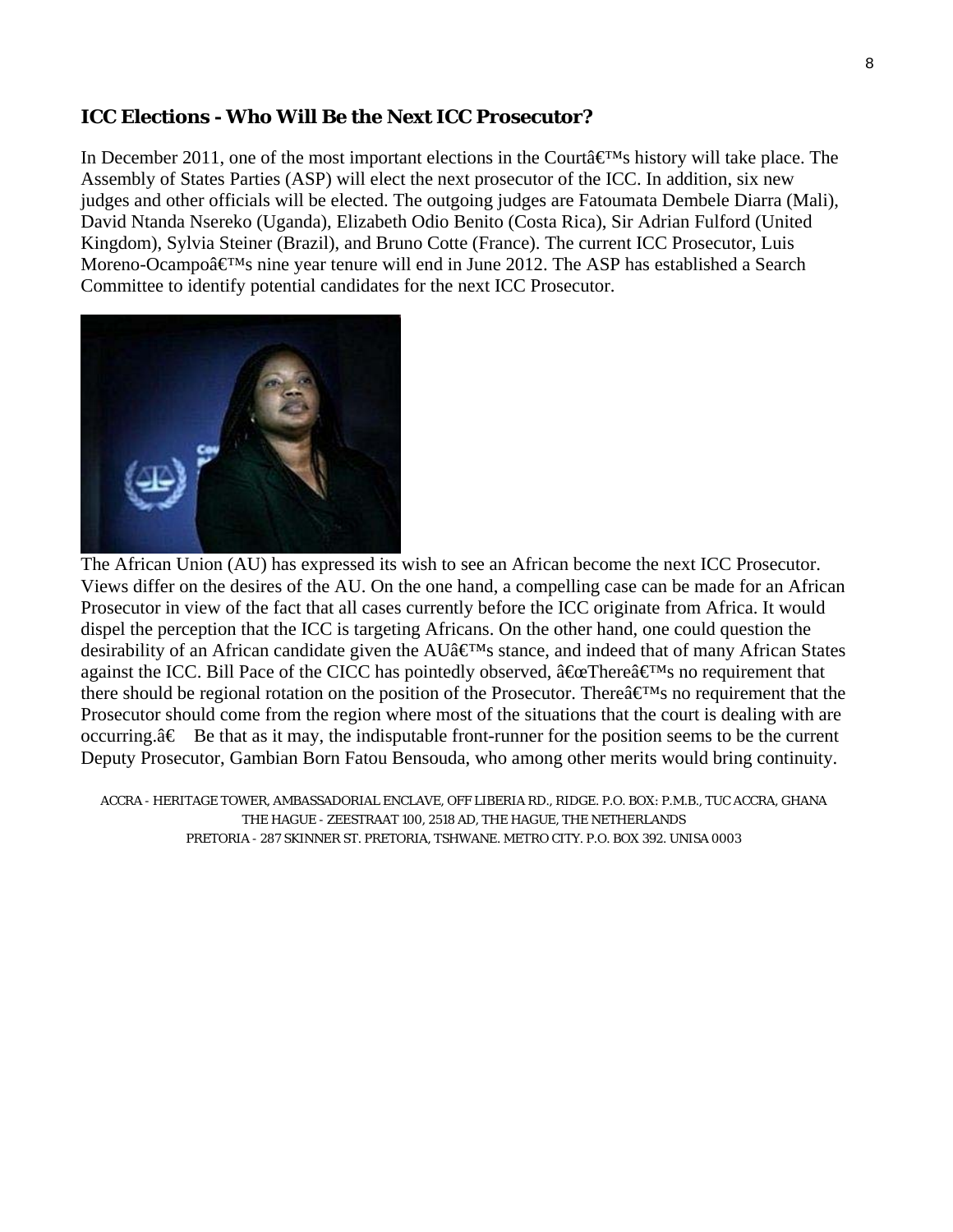## ICC Elections - Who Will Be the Next ICC Prosecutor?

In December 2011, one of the most important elections in the Courtâ€™s history will take place. The Assembly of States Parties (ASP) will elect the next prosecutor of the ICC. In addition, six new judges and other officials will be elected. The outgoing judges are Fatoumata Dembele Diarra (Mali), David Ntanda Nsereko (Uganda), Elizabeth Odio Benito (Costa Rica), Sir Adrian Fulford (United Kingdom), Sylvia Steiner (Brazil), and Bruno Cotte (France). The current ICC Prosecutor, Luis Moreno-Ocampoâ€™s nine year tenure will end in June 2012. The ASP has established a Search Committee to identify potential candidates for the next ICC Prosecutor.

The African Union (AU) has expressed its wish to see an African become the next ICC Prosecutor. Views differ on the desires of the AU. On the one hand, a compelling case can be made for an African Prosecutor in view of the fact that all cases currently before the ICC originate from Africa. It would dispel the perception that the ICC is targeting Africans. On the other hand, one could question the desirability of an African candidate given the AUâ€™s stance, and indeed that of many African States against the ICC. Bill Pace of the CICC has pointedly observed, â€œThereâ€™s no requirement that there should be regional rotation on the position of the Prosecutor. Thereâ€™s no requirement that the Prosecutor should come from the region where most of the situations that the court is dealing with are occurring.â€ Be that as it may, the indisputable front-runner for the position seems to be the current Deputy Prosecutor, Gambian Born Fatou Bensouda, who among other merits would bring continuity.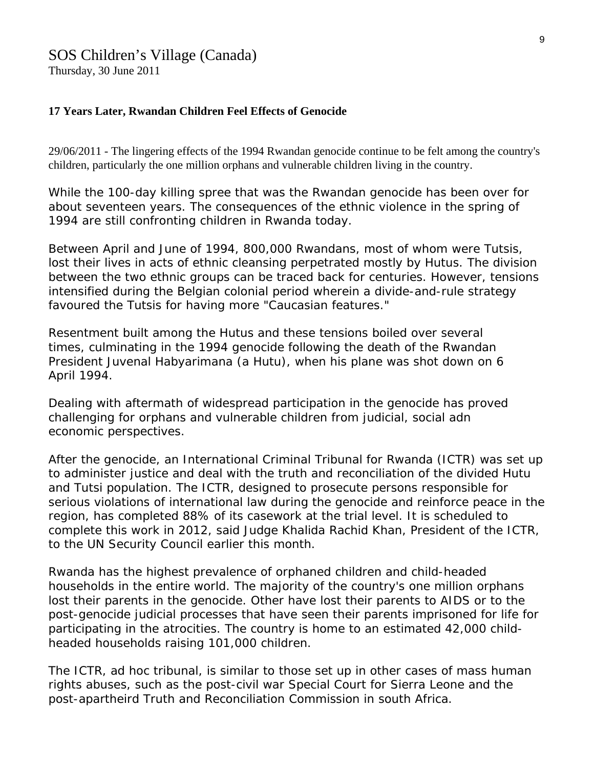## SOS Children's Village (Canada)

Thursday, 30 June 2011

**17 Years Later, Rwandan Children Feel Effects of Genocide**

29/06/2011 - The lingering effects of the 1994 Rwandan genocide continue to be felt among the country's children, particularly the one million orphans and vulnerable children living in the country.

While the 100-day killing spree that was the Rwandan genocide has been over for about seventeen years. The consequences of the ethnic violence in the spring of 1994 are still confronting children in Rwanda today.

Between April and June of 1994, 800,000 Rwandans, most of whom were Tutsis, lost their lives in acts of ethnic cleansing perpetrated mostly by Hutus. The division between the two ethnic groups can be traced back for centuries. However, tensions intensified during the Belgian colonial period wherein a divide-and-rule strategy favoured the Tutsis for having more "Caucasian features."

Resentment built among the Hutus and these tensions boiled over several times, culminating in the 1994 genocide following the death of the Rwandan President Juvenal Habyarimana (a Hutu), when his plane was shot down on 6 April 1994.

Dealing with aftermath of widespread participation in the genocide has proved challenging for orphans and vulnerable children from judicial, social adn economic perspectives.

After the genocide, an International Criminal Tribunal for Rwanda (ICTR) was set up to administer justice and deal with the truth and reconciliation of the divided Hutu and Tutsi population. The ICTR, designed to prosecute persons responsible for serious violations of international law during the genocide and reinforce peace in the region, has completed 88% of its casework at the trial level. It is scheduled to complete this work in 2012, said Judge Khalida Rachid Khan, President of the ICTR, to the UN Security Council earlier this month.

Rwanda has the highest prevalence of orphaned children and child-headed households in the entire world. The majority of the country's one million orphans lost their parents in the genocide. Other have lost their parents to AIDS or to the post-genocide judicial processes that have seen their parents imprisoned for life for participating in the atrocities. The country is home to an estimated 42,000 child-headed households raising 101,000 children.

The ICTR, ad hoc tribunal, is similar to those set up in other cases of mass human rights abuses, such as the post-civil war Special Court for Sierra Leone and the post-apartheird Truth and Reconciliation Commission in south Africa.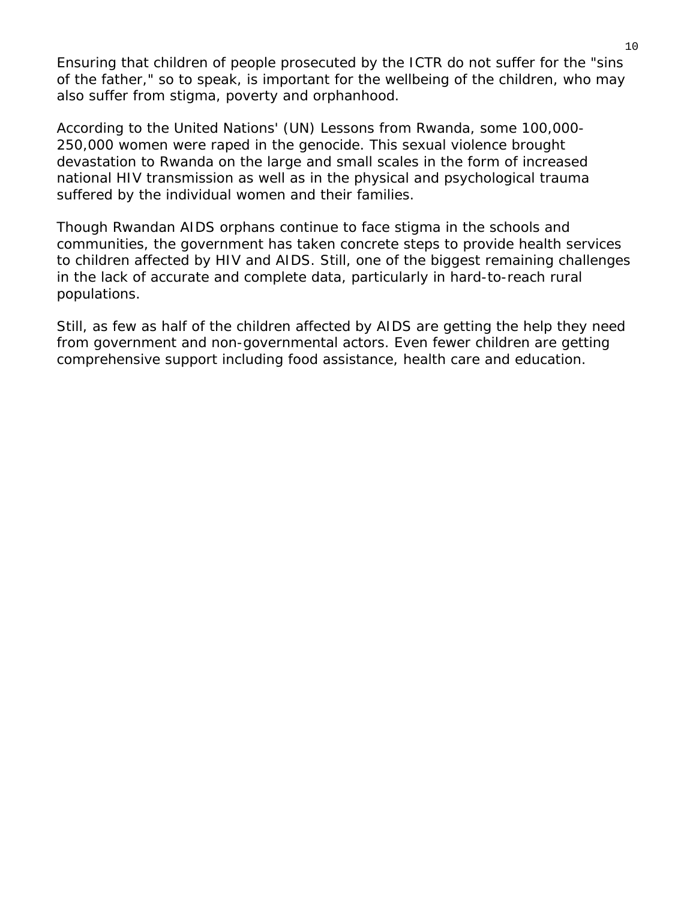Ensuring that children of people prosecuted by the ICTR do not suffer for the "sins of the father," so to speak, is important for the wellbeing of the children, who may also suffer from stigma, poverty and orphanhood.

According to the United Nations' (UN) Lessons from Rwanda, some 100,000-250,000 women were raped in the genocide. This sexual violence brought devastation to Rwanda on the large and small scales in the form of increased national HIV transmission as well as in the physical and psychological trauma suffered by the individual women and their families.

Though Rwandan AIDS orphans continue to face stigma in the schools and communities, the government has taken concrete steps to provide health services to children affected by HIV and AIDS. Still, one of the biggest remaining challenges in the lack of accurate and complete data, particularly in hard-to-reach rural populations.

Still, as few as half of the children affected by AIDS are getting the help they need from government and non-governmental actors. Even fewer children are getting comprehensive support including food assistance, health care and education.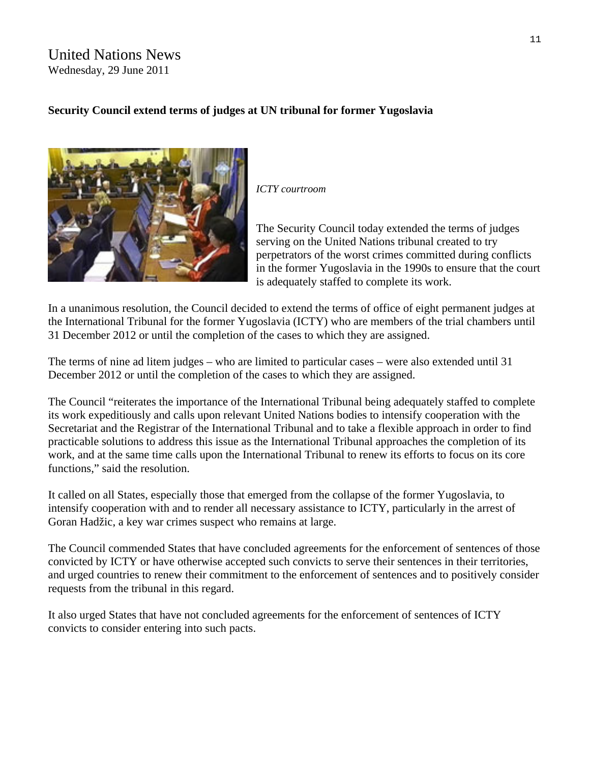United Nations News
Wednesday, 29 June 2011

**Security Council extend terms of judges at UN tribunal for former Yugoslavia**

*ICTY courtroom*

The Security Council today extended the terms of judges serving on the United Nations tribunal created to try perpetrators of the worst crimes committed during conflicts in the former Yugoslavia in the 1990s to ensure that the court is adequately staffed to complete its work.

In a unanimous resolution, the Council decided to extend the terms of office of eight permanent judges at the International Tribunal for the former Yugoslavia (ICTY) who are members of the trial chambers until 31 December 2012 or until the completion of the cases to which they are assigned.

The terms of nine ad litem judges – who are limited to particular cases – were also extended until 31 December 2012 or until the completion of the cases to which they are assigned.

The Council "reiterates the importance of the International Tribunal being adequately staffed to complete its work expeditiously and calls upon relevant United Nations bodies to intensify cooperation with the Secretariat and the Registrar of the International Tribunal and to take a flexible approach in order to find practicable solutions to address this issue as the International Tribunal approaches the completion of its work, and at the same time calls upon the International Tribunal to renew its efforts to focus on its core functions," said the resolution.

It called on all States, especially those that emerged from the collapse of the former Yugoslavia, to intensify cooperation with and to render all necessary assistance to ICTY, particularly in the arrest of Goran Hadžic, a key war crimes suspect who remains at large.

The Council commended States that have concluded agreements for the enforcement of sentences of those convicted by ICTY or have otherwise accepted such convicts to serve their sentences in their territories, and urged countries to renew their commitment to the enforcement of sentences and to positively consider requests from the tribunal in this regard.

It also urged States that have not concluded agreements for the enforcement of sentences of ICTY convicts to consider entering into such pacts.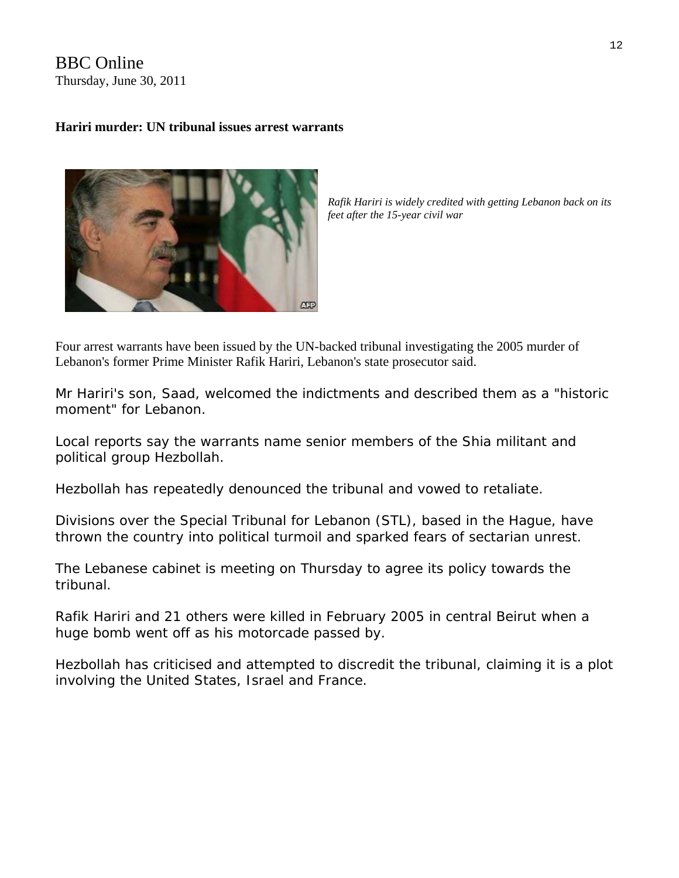BBC Online
Thursday, June 30, 2011

**Hariri murder: UN tribunal issues arrest warrants**

*Rafik Hariri is widely credited with getting Lebanon back on its feet after the 15-year civil war*

Four arrest warrants have been issued by the UN-backed tribunal investigating the 2005 murder of Lebanon's former Prime Minister Rafik Hariri, Lebanon's state prosecutor said.

Mr Hariri's son, Saad, welcomed the indictments and described them as a "historic moment" for Lebanon.

Local reports say the warrants name senior members of the Shia militant and political group Hezbollah.

Hezbollah has repeatedly denounced the tribunal and vowed to retaliate.

Divisions over the Special Tribunal for Lebanon (STL), based in the Hague, have thrown the country into political turmoil and sparked fears of sectarian unrest.

The Lebanese cabinet is meeting on Thursday to agree its policy towards the tribunal.

Rafik Hariri and 21 others were killed in February 2005 in central Beirut when a huge bomb went off as his motorcade passed by.

Hezbollah has criticised and attempted to discredit the tribunal, claiming it is a plot involving the United States, Israel and France.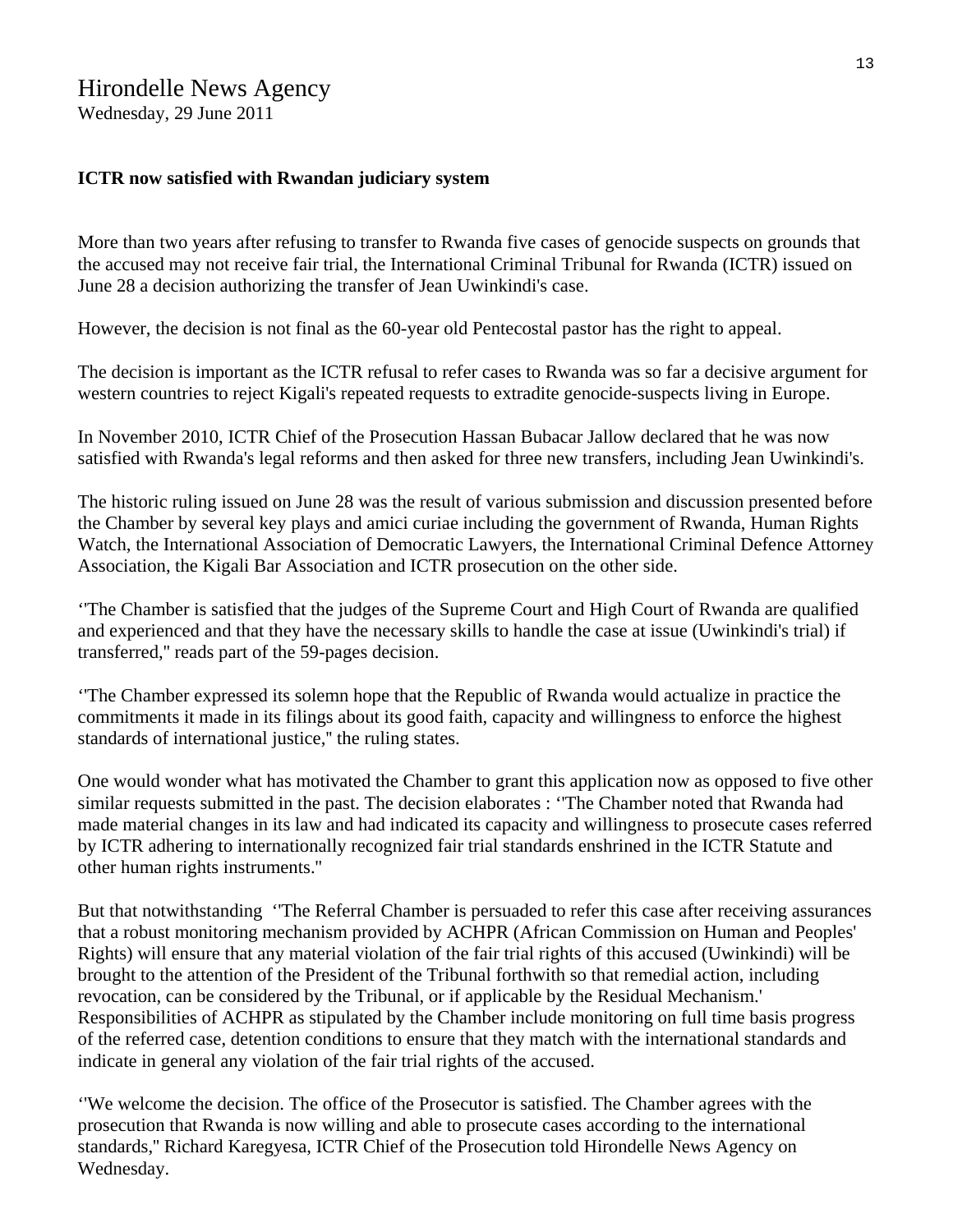# Hirondelle News Agency

Wednesday, 29 June 2011

**ICTR now satisfied with Rwandan judiciary system**

More than two years after refusing to transfer to Rwanda five cases of genocide suspects on grounds that the accused may not receive fair trial, the International Criminal Tribunal for Rwanda (ICTR) issued on June 28 a decision authorizing the transfer of Jean Uwinkindi's case.

However, the decision is not final as the 60-year old Pentecostal pastor has the right to appeal.

The decision is important as the ICTR refusal to refer cases to Rwanda was so far a decisive argument for western countries to reject Kigali's repeated requests to extradite genocide-suspects living in Europe.

In November 2010, ICTR Chief of the Prosecution Hassan Bubacar Jallow declared that he was now satisfied with Rwanda's legal reforms and then asked for three new transfers, including Jean Uwinkindi's.

The historic ruling issued on June 28 was the result of various submission and discussion presented before the Chamber by several key plays and amici curiae including the government of Rwanda, Human Rights Watch, the International Association of Democratic Lawyers, the International Criminal Defence Attorney Association, the Kigali Bar Association and ICTR prosecution on the other side.

‘'The Chamber is satisfied that the judges of the Supreme Court and High Court of Rwanda are qualified and experienced and that they have the necessary skills to handle the case at issue (Uwinkindi's trial) if transferred,'' reads part of the 59-pages decision.

‘'The Chamber expressed its solemn hope that the Republic of Rwanda would actualize in practice the commitments it made in its filings about its good faith, capacity and willingness to enforce the highest standards of international justice,'' the ruling states.

One would wonder what has motivated the Chamber to grant this application now as opposed to five other similar requests submitted in the past. The decision elaborates : ‘'The Chamber noted that Rwanda had made material changes in its law and had indicated its capacity and willingness to prosecute cases referred by ICTR adhering to internationally recognized fair trial standards enshrined in the ICTR Statute and other human rights instruments.''

But that notwithstanding ‘'The Referral Chamber is persuaded to refer this case after receiving assurances that a robust monitoring mechanism provided by ACHPR (African Commission on Human and Peoples' Rights) will ensure that any material violation of the fair trial rights of this accused (Uwinkindi) will be brought to the attention of the President of the Tribunal forthwith so that remedial action, including revocation, can be considered by the Tribunal, or if applicable by the Residual Mechanism.' Responsibilities of ACHPR as stipulated by the Chamber include monitoring on full time basis progress of the referred case, detention conditions to ensure that they match with the international standards and indicate in general any violation of the fair trial rights of the accused.

‘'We welcome the decision. The office of the Prosecutor is satisfied. The Chamber agrees with the prosecution that Rwanda is now willing and able to prosecute cases according to the international standards,'' Richard Karegyesa, ICTR Chief of the Prosecution told Hirondelle News Agency on Wednesday.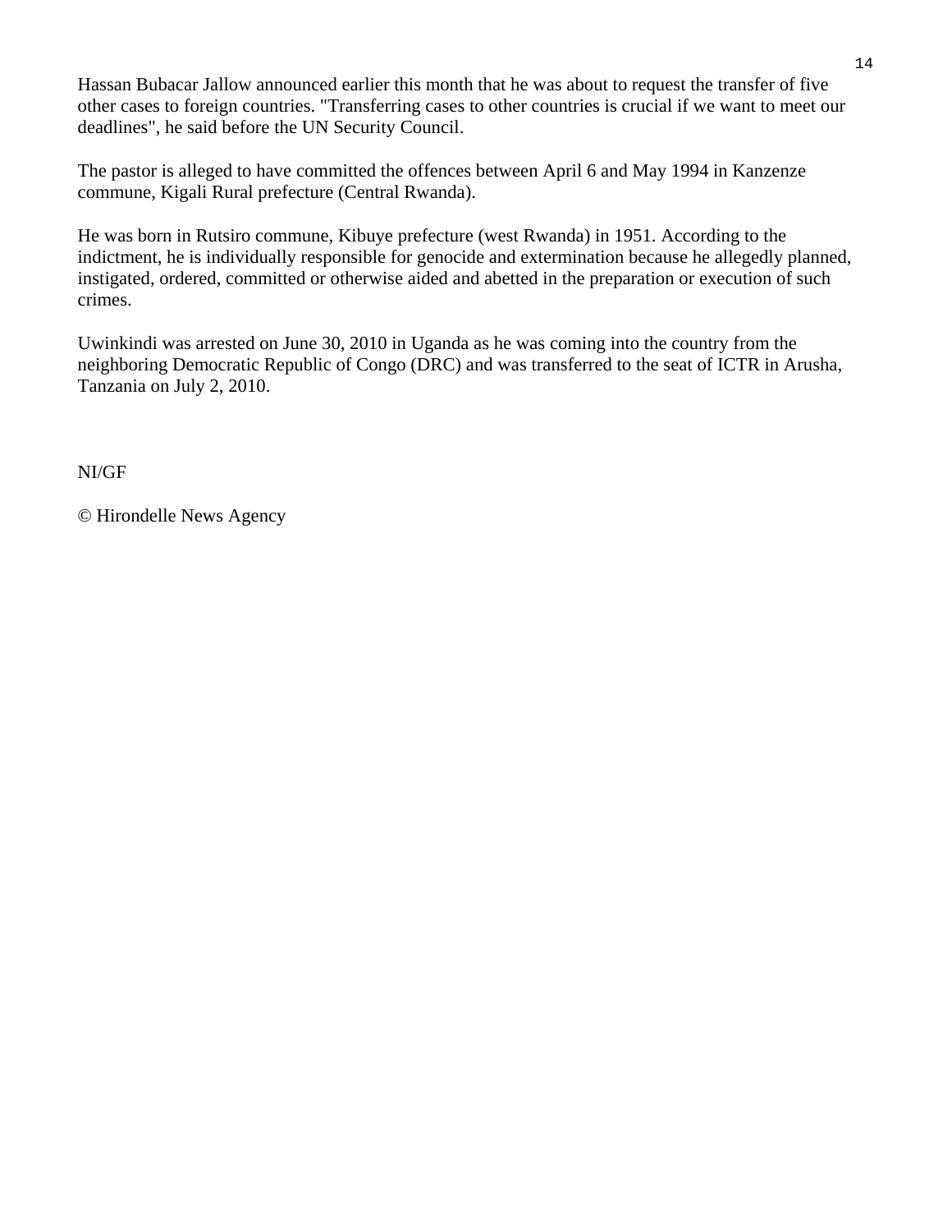Hassan Bubacar Jallow announced earlier this month that he was about to request the transfer of five other cases to foreign countries. "Transferring cases to other countries is crucial if we want to meet our deadlines", he said before the UN Security Council.

The pastor is alleged to have committed the offences between April 6 and May 1994 in Kanzenze commune, Kigali Rural prefecture (Central Rwanda).

He was born in Rutsiro commune, Kibuye prefecture (west Rwanda) in 1951. According to the indictment, he is individually responsible for genocide and extermination because he allegedly planned, instigated, ordered, committed or otherwise aided and abetted in the preparation or execution of such crimes.

Uwinkindi was arrested on June 30, 2010 in Uganda as he was coming into the country from the neighboring Democratic Republic of Congo (DRC) and was transferred to the seat of ICTR in Arusha, Tanzania on July 2, 2010.

NI/GF

© Hirondelle News Agency